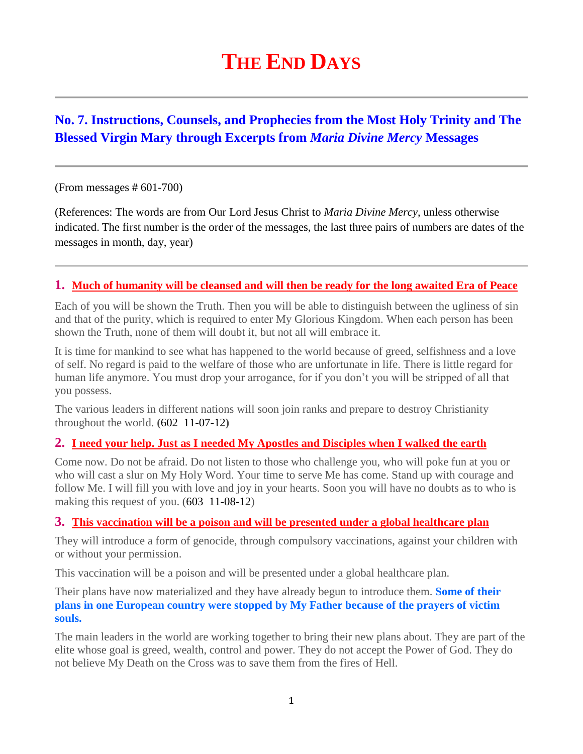# The End Days

## No. 7. Instructions, Counsels, and Prophecies from the Most Holy Trinity and The Blessed Virgin Mary through Excerpts from *Maria Divine Mercy* Messages

(From messages # 601-700)

(References: The words are from Our Lord Jesus Christ to *Maria Divine Mercy*, unless otherwise indicated. The first number is the order of the messages, the last three pairs of numbers are dates of the messages in month, day, year)

### 1. Much of humanity will be cleansed and will then be ready for the long awaited Era of Peace

Each of you will be shown the Truth. Then you will be able to distinguish between the ugliness of sin and that of the purity, which is required to enter My Glorious Kingdom. When each person has been shown the Truth, none of them will doubt it, but not all will embrace it.

It is time for mankind to see what has happened to the world because of greed, selfishness and a love of self. No regard is paid to the welfare of those who are unfortunate in life. There is little regard for human life anymore. You must drop your arrogance, for if you don't you will be stripped of all that you possess.

The various leaders in different nations will soon join ranks and prepare to destroy Christianity throughout the world. (602 11-07-12)

### 2. I need your help. Just as I needed My Apostles and Disciples when I walked the earth

Come now. Do not be afraid. Do not listen to those who challenge you, who will poke fun at you or who will cast a slur on My Holy Word. Your time to serve Me has come. Stand up with courage and follow Me. I will fill you with love and joy in your hearts. Soon you will have no doubts as to who is making this request of you. (603 11-08-12)

### 3. This vaccination will be a poison and will be presented under a global healthcare plan

They will introduce a form of genocide, through compulsory vaccinations, against your children with or without your permission.

This vaccination will be a poison and will be presented under a global healthcare plan.

Their plans have now materialized and they have already begun to introduce them. **Some of their plans in one European country were stopped by My Father because of the prayers of victim souls.**

The main leaders in the world are working together to bring their new plans about. They are part of the elite whose goal is greed, wealth, control and power. They do not accept the Power of God. They do not believe My Death on the Cross was to save them from the fires of Hell.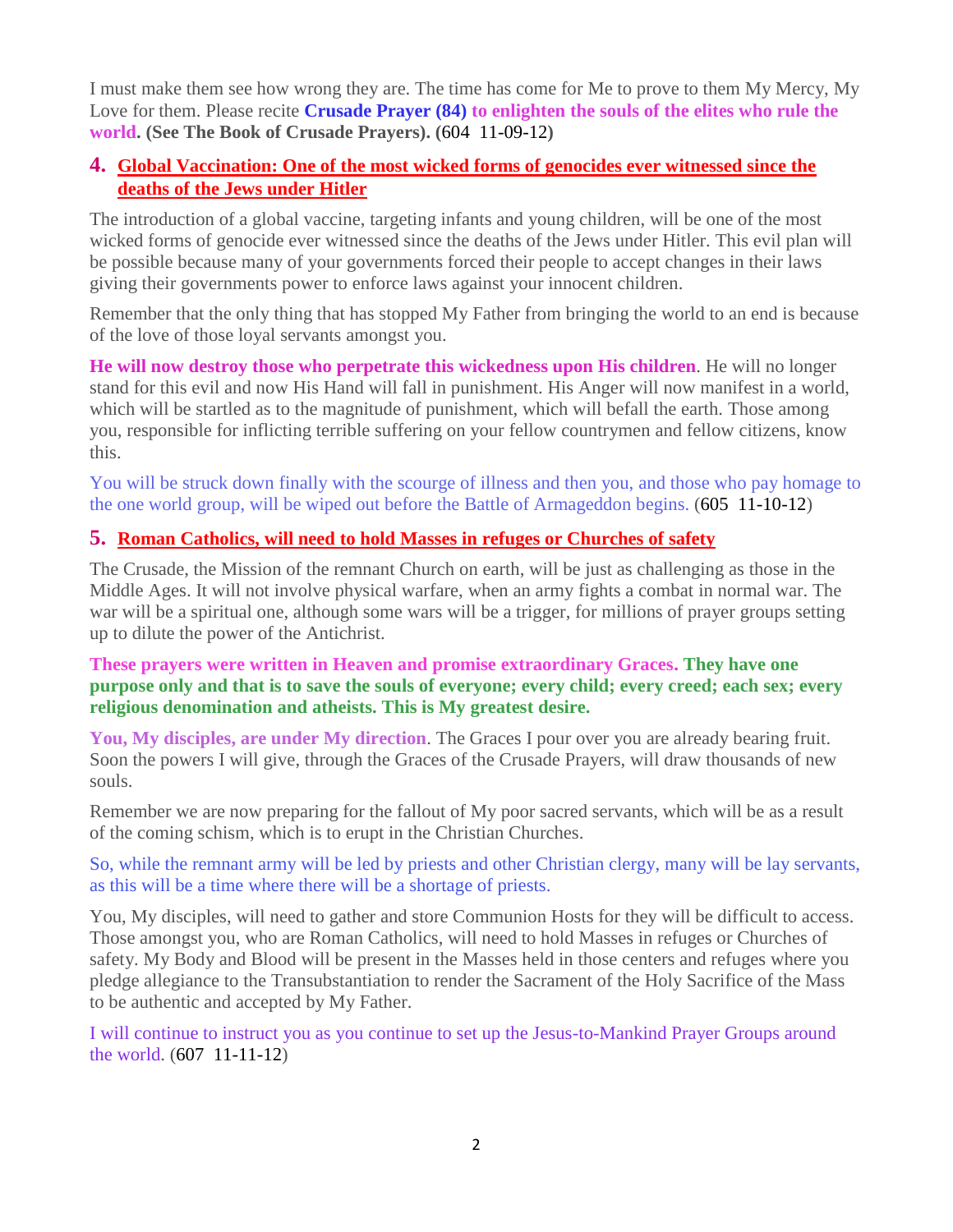I must make them see how wrong they are. The time has come for Me to prove to them My Mercy, My Love for them. Please recite **Crusade Prayer (84) to enlighten the souls of the elites who rule the world. (See The Book of Crusade Prayers).** **(604 11-09-12)**

## 4. Global Vaccination: One of the most wicked forms of genocides ever witnessed since the deaths of the Jews under Hitler

The introduction of a global vaccine, targeting infants and young children, will be one of the most wicked forms of genocide ever witnessed since the deaths of the Jews under Hitler. This evil plan will be possible because many of your governments forced their people to accept changes in their laws giving their governments power to enforce laws against your innocent children.

Remember that the only thing that has stopped My Father from bringing the world to an end is because of the love of those loyal servants amongst you.

**He will now destroy those who perpetrate this wickedness upon His children**. He will no longer stand for this evil and now His Hand will fall in punishment. His Anger will now manifest in a world, which will be startled as to the magnitude of punishment, which will befall the earth. Those among you, responsible for inflicting terrible suffering on your fellow countrymen and fellow citizens, know this.

You will be struck down finally with the scourge of illness and then you, and those who pay homage to the one world group, will be wiped out before the Battle of Armageddon begins. (605 11-10-12)

## 5. Roman Catholics, will need to hold Masses in refuges or Churches of safety

The Crusade, the Mission of the remnant Church on earth, will be just as challenging as those in the Middle Ages. It will not involve physical warfare, when an army fights a combat in normal war. The war will be a spiritual one, although some wars will be a trigger, for millions of prayer groups setting up to dilute the power of the Antichrist.

**These prayers were written in Heaven and promise extraordinary Graces. They have one purpose only and that is to save the souls of everyone; every child; every creed; each sex; every religious denomination and atheists. This is My greatest desire.**

**You, My disciples, are under My direction**. The Graces I pour over you are already bearing fruit. Soon the powers I will give, through the Graces of the Crusade Prayers, will draw thousands of new souls.

Remember we are now preparing for the fallout of My poor sacred servants, which will be as a result of the coming schism, which is to erupt in the Christian Churches.

So, while the remnant army will be led by priests and other Christian clergy, many will be lay servants, as this will be a time where there will be a shortage of priests.

You, My disciples, will need to gather and store Communion Hosts for they will be difficult to access. Those amongst you, who are Roman Catholics, will need to hold Masses in refuges or Churches of safety. My Body and Blood will be present in the Masses held in those centers and refuges where you pledge allegiance to the Transubstantiation to render the Sacrament of the Holy Sacrifice of the Mass to be authentic and accepted by My Father.

I will continue to instruct you as you continue to set up the Jesus-to-Mankind Prayer Groups around the world. (607 11-11-12)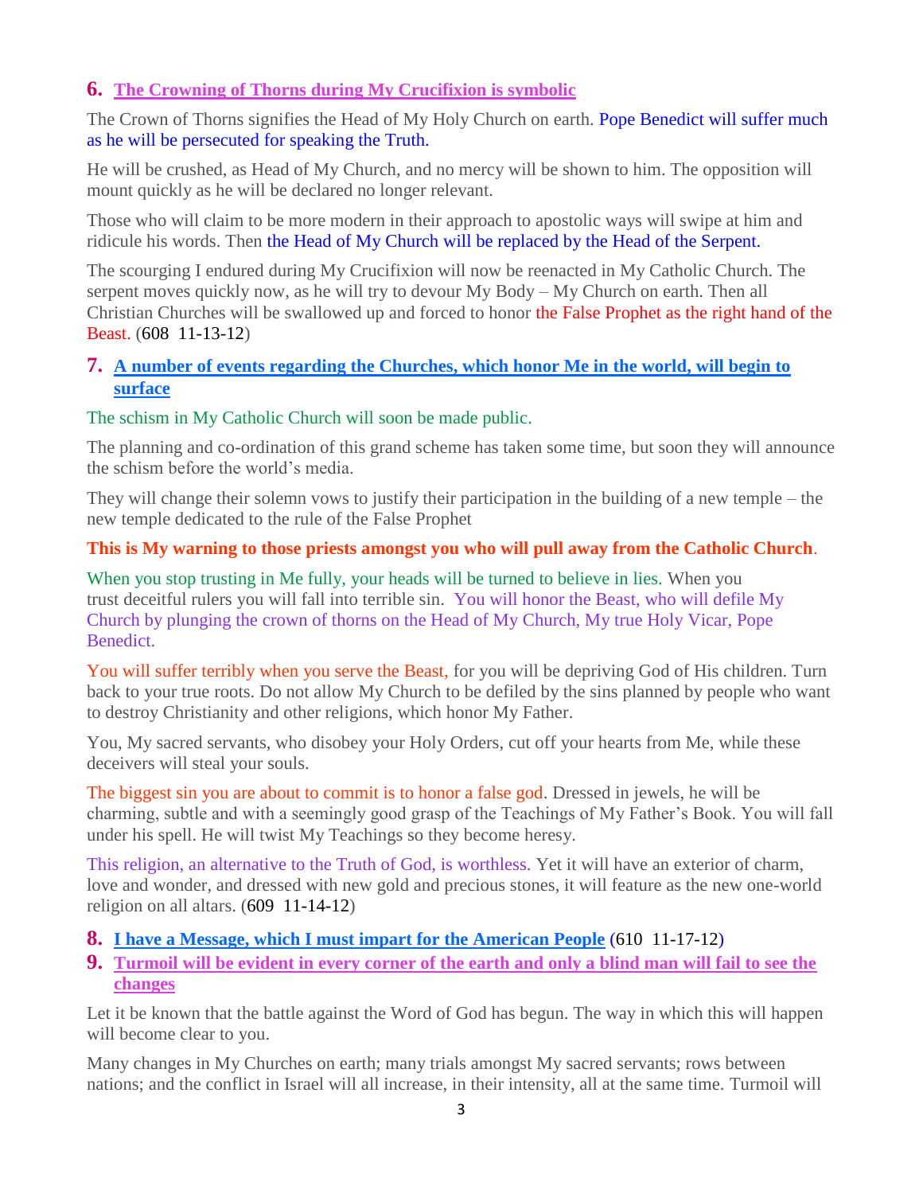6. **The Crowning of Thorns during My Crucifixion is symbolic**

The Crown of Thorns signifies the Head of My Holy Church on earth. Pope Benedict will suffer much as he will be persecuted for speaking the Truth.

He will be crushed, as Head of My Church, and no mercy will be shown to him. The opposition will mount quickly as he will be declared no longer relevant.

Those who will claim to be more modern in their approach to apostolic ways will swipe at him and ridicule his words. Then the Head of My Church will be replaced by the Head of the Serpent.

The scourging I endured during My Crucifixion will now be reenacted in My Catholic Church. The serpent moves quickly now, as he will try to devour My Body – My Church on earth. Then all Christian Churches will be swallowed up and forced to honor the False Prophet as the right hand of the Beast. (608 11-13-12)

7. **A number of events regarding the Churches, which honor Me in the world, will begin to surface**

The schism in My Catholic Church will soon be made public.

The planning and co-ordination of this grand scheme has taken some time, but soon they will announce the schism before the world's media.

They will change their solemn vows to justify their participation in the building of a new temple – the new temple dedicated to the rule of the False Prophet

**This is My warning to those priests amongst you who will pull away from the Catholic Church.**

When you stop trusting in Me fully, your heads will be turned to believe in lies. When you trust deceitful rulers you will fall into terrible sin. You will honor the Beast, who will defile My Church by plunging the crown of thorns on the Head of My Church, My true Holy Vicar, Pope Benedict.

You will suffer terribly when you serve the Beast, for you will be depriving God of His children. Turn back to your true roots. Do not allow My Church to be defiled by the sins planned by people who want to destroy Christianity and other religions, which honor My Father.

You, My sacred servants, who disobey your Holy Orders, cut off your hearts from Me, while these deceivers will steal your souls.

The biggest sin you are about to commit is to honor a false god. Dressed in jewels, he will be charming, subtle and with a seemingly good grasp of the Teachings of My Father's Book. You will fall under his spell. He will twist My Teachings so they become heresy.

This religion, an alternative to the Truth of God, is worthless. Yet it will have an exterior of charm, love and wonder, and dressed with new gold and precious stones, it will feature as the new one-world religion on all altars. (609 11-14-12)

8. **I have a Message, which I must impart for the American People** (610 11-17-12)
9. **Turmoil will be evident in every corner of the earth and only a blind man will fail to see the changes**

Let it be known that the battle against the Word of God has begun. The way in which this will happen will become clear to you.

Many changes in My Churches on earth; many trials amongst My sacred servants; rows between nations; and the conflict in Israel will all increase, in their intensity, all at the same time. Turmoil will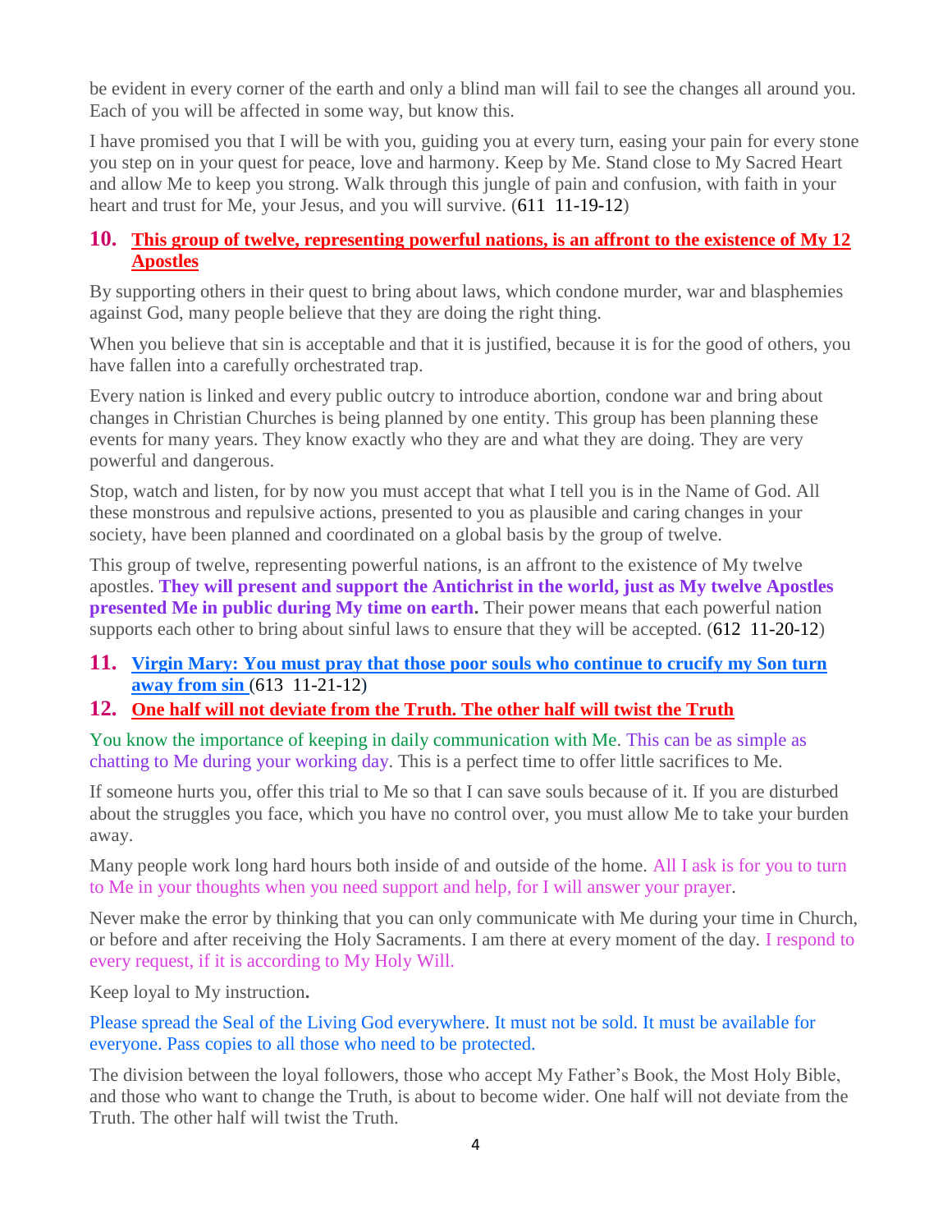be evident in every corner of the earth and only a blind man will fail to see the changes all around you. Each of you will be affected in some way, but know this.

I have promised you that I will be with you, guiding you at every turn, easing your pain for every stone you step on in your quest for peace, love and harmony. Keep by Me. Stand close to My Sacred Heart and allow Me to keep you strong. Walk through this jungle of pain and confusion, with faith in your heart and trust for Me, your Jesus, and you will survive. (611 11-19-12)

## 10. This group of twelve, representing powerful nations, is an affront to the existence of My 12 Apostles

By supporting others in their quest to bring about laws, which condone murder, war and blasphemies against God, many people believe that they are doing the right thing.

When you believe that sin is acceptable and that it is justified, because it is for the good of others, you have fallen into a carefully orchestrated trap.

Every nation is linked and every public outcry to introduce abortion, condone war and bring about changes in Christian Churches is being planned by one entity. This group has been planning these events for many years. They know exactly who they are and what they are doing. They are very powerful and dangerous.

Stop, watch and listen, for by now you must accept that what I tell you is in the Name of God. All these monstrous and repulsive actions, presented to you as plausible and caring changes in your society, have been planned and coordinated on a global basis by the group of twelve.

This group of twelve, representing powerful nations, is an affront to the existence of My twelve apostles. **They will present and support the Antichrist in the world, just as My twelve Apostles presented Me in public during My time on earth.** Their power means that each powerful nation supports each other to bring about sinful laws to ensure that they will be accepted. (612 11-20-12)

## 11. Virgin Mary: You must pray that those poor souls who continue to crucify my Son turn away from sin (613 11-21-12)

## 12. One half will not deviate from the Truth. The other half will twist the Truth

You know the importance of keeping in daily communication with Me. This can be as simple as chatting to Me during your working day. This is a perfect time to offer little sacrifices to Me.

If someone hurts you, offer this trial to Me so that I can save souls because of it. If you are disturbed about the struggles you face, which you have no control over, you must allow Me to take your burden away.

Many people work long hard hours both inside of and outside of the home. All I ask is for you to turn to Me in your thoughts when you need support and help, for I will answer your prayer.

Never make the error by thinking that you can only communicate with Me during your time in Church, or before and after receiving the Holy Sacraments. I am there at every moment of the day. I respond to every request, if it is according to My Holy Will.

Keep loyal to My instruction**.**

Please spread the Seal of the Living God everywhere. It must not be sold. It must be available for everyone. Pass copies to all those who need to be protected.

The division between the loyal followers, those who accept My Father's Book, the Most Holy Bible, and those who want to change the Truth, is about to become wider. One half will not deviate from the Truth. The other half will twist the Truth.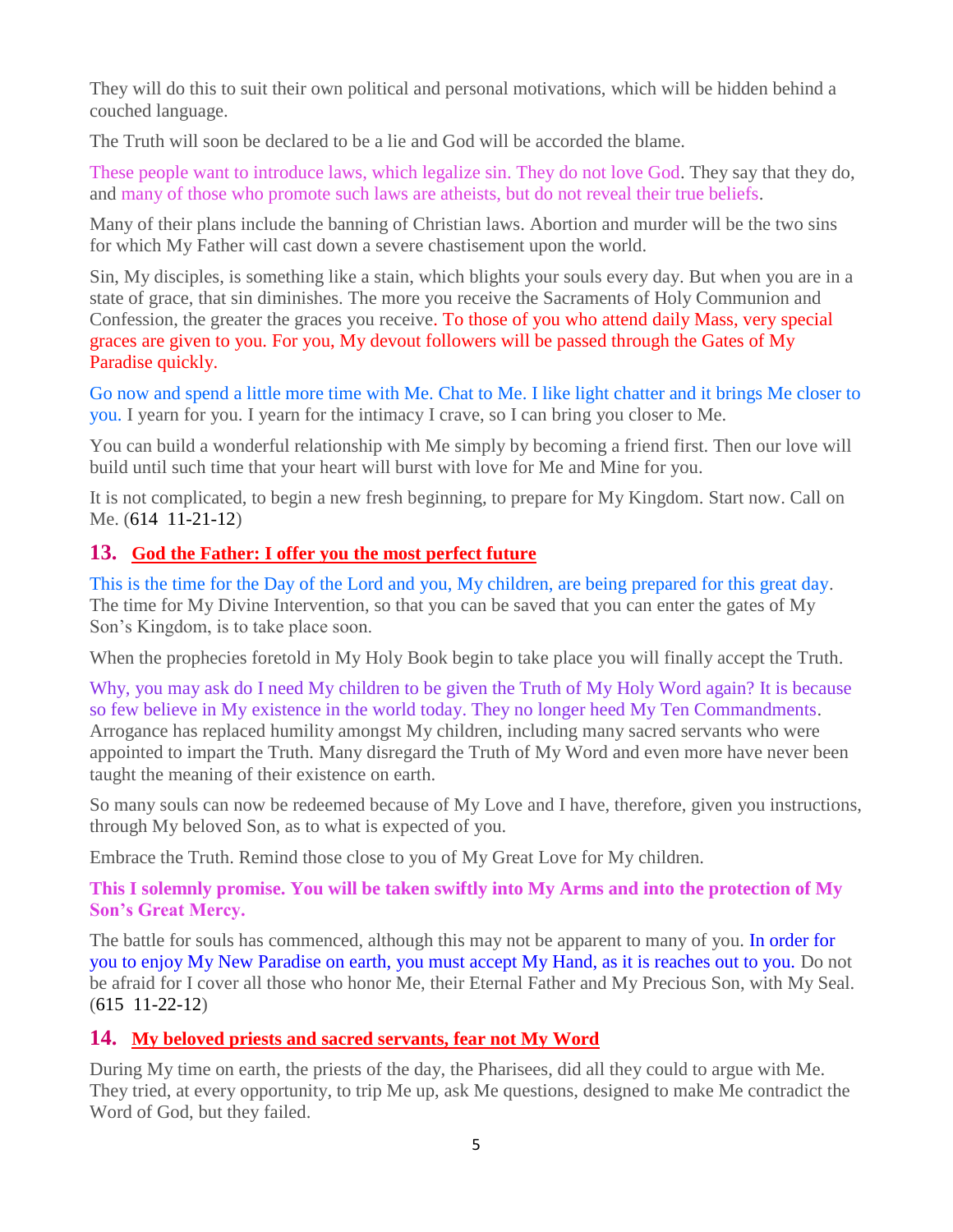They will do this to suit their own political and personal motivations, which will be hidden behind a couched language.

The Truth will soon be declared to be a lie and God will be accorded the blame.

These people want to introduce laws, which legalize sin. They do not love God. They say that they do, and many of those who promote such laws are atheists, but do not reveal their true beliefs.

Many of their plans include the banning of Christian laws. Abortion and murder will be the two sins for which My Father will cast down a severe chastisement upon the world.

Sin, My disciples, is something like a stain, which blights your souls every day. But when you are in a state of grace, that sin diminishes. The more you receive the Sacraments of Holy Communion and Confession, the greater the graces you receive. To those of you who attend daily Mass, very special graces are given to you. For you, My devout followers will be passed through the Gates of My Paradise quickly.

Go now and spend a little more time with Me. Chat to Me. I like light chatter and it brings Me closer to you. I yearn for you. I yearn for the intimacy I crave, so I can bring you closer to Me.

You can build a wonderful relationship with Me simply by becoming a friend first. Then our love will build until such time that your heart will burst with love for Me and Mine for you.

It is not complicated, to begin a new fresh beginning, to prepare for My Kingdom. Start now. Call on Me. (614 11-21-12)

## 13. God the Father: I offer you the most perfect future

This is the time for the Day of the Lord and you, My children, are being prepared for this great day. The time for My Divine Intervention, so that you can be saved that you can enter the gates of My Son's Kingdom, is to take place soon.

When the prophecies foretold in My Holy Book begin to take place you will finally accept the Truth.

Why, you may ask do I need My children to be given the Truth of My Holy Word again? It is because so few believe in My existence in the world today. They no longer heed My Ten Commandments. Arrogance has replaced humility amongst My children, including many sacred servants who were appointed to impart the Truth. Many disregard the Truth of My Word and even more have never been taught the meaning of their existence on earth.

So many souls can now be redeemed because of My Love and I have, therefore, given you instructions, through My beloved Son, as to what is expected of you.

Embrace the Truth. Remind those close to you of My Great Love for My children.

**This I solemnly promise. You will be taken swiftly into My Arms and into the protection of My Son's Great Mercy.**

The battle for souls has commenced, although this may not be apparent to many of you. In order for you to enjoy My New Paradise on earth, you must accept My Hand, as it is reaches out to you. Do not be afraid for I cover all those who honor Me, their Eternal Father and My Precious Son, with My Seal. (615 11-22-12)

## 14. My beloved priests and sacred servants, fear not My Word

During My time on earth, the priests of the day, the Pharisees, did all they could to argue with Me. They tried, at every opportunity, to trip Me up, ask Me questions, designed to make Me contradict the Word of God, but they failed.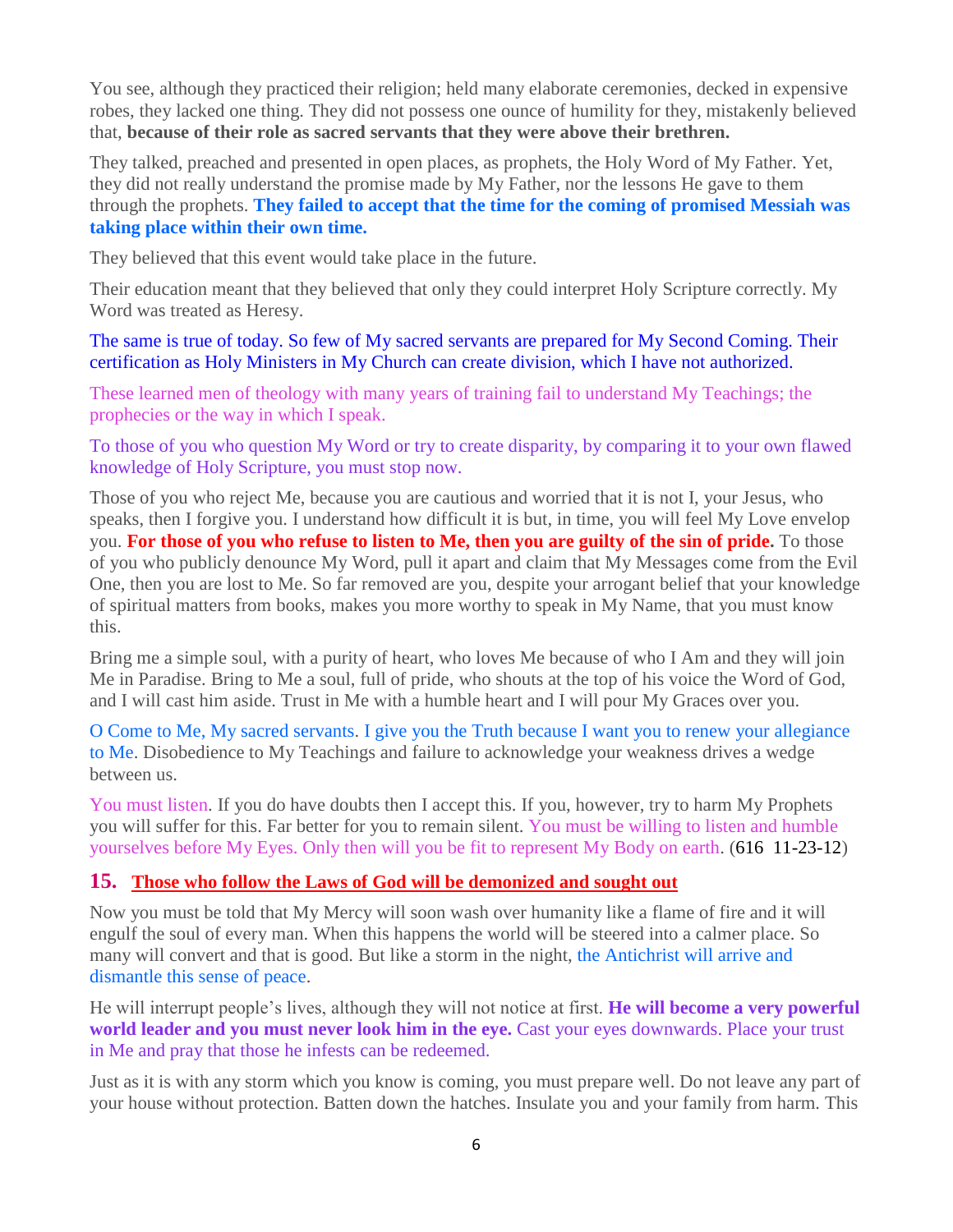You see, although they practiced their religion; held many elaborate ceremonies, decked in expensive robes, they lacked one thing. They did not possess one ounce of humility for they, mistakenly believed that, **because of their role as sacred servants that they were above their brethren.**

They talked, preached and presented in open places, as prophets, the Holy Word of My Father. Yet, they did not really understand the promise made by My Father, nor the lessons He gave to them through the prophets. **They failed to accept that the time for the coming of promised Messiah was taking place within their own time.**

They believed that this event would take place in the future.

Their education meant that they believed that only they could interpret Holy Scripture correctly. My Word was treated as Heresy.

The same is true of today. So few of My sacred servants are prepared for My Second Coming. Their certification as Holy Ministers in My Church can create division, which I have not authorized.

These learned men of theology with many years of training fail to understand My Teachings; the prophecies or the way in which I speak.

To those of you who question My Word or try to create disparity, by comparing it to your own flawed knowledge of Holy Scripture, you must stop now.

Those of you who reject Me, because you are cautious and worried that it is not I, your Jesus, who speaks, then I forgive you. I understand how difficult it is but, in time, you will feel My Love envelop you. **For those of you who refuse to listen to Me, then you are guilty of the sin of pride.** To those of you who publicly denounce My Word, pull it apart and claim that My Messages come from the Evil One, then you are lost to Me. So far removed are you, despite your arrogant belief that your knowledge of spiritual matters from books, makes you more worthy to speak in My Name, that you must know this.

Bring me a simple soul, with a purity of heart, who loves Me because of who I Am and they will join Me in Paradise. Bring to Me a soul, full of pride, who shouts at the top of his voice the Word of God, and I will cast him aside. Trust in Me with a humble heart and I will pour My Graces over you.

O Come to Me, My sacred servants. I give you the Truth because I want you to renew your allegiance to Me. Disobedience to My Teachings and failure to acknowledge your weakness drives a wedge between us.

You must listen. If you do have doubts then I accept this. If you, however, try to harm My Prophets you will suffer for this. Far better for you to remain silent. You must be willing to listen and humble yourselves before My Eyes. Only then will you be fit to represent My Body on earth. (616 11-23-12)

## 15. Those who follow the Laws of God will be demonized and sought out

Now you must be told that My Mercy will soon wash over humanity like a flame of fire and it will engulf the soul of every man. When this happens the world will be steered into a calmer place. So many will convert and that is good. But like a storm in the night, the Antichrist will arrive and dismantle this sense of peace.

He will interrupt people's lives, although they will not notice at first. **He will become a very powerful world leader and you must never look him in the eye.** Cast your eyes downwards. Place your trust in Me and pray that those he infests can be redeemed.

Just as it is with any storm which you know is coming, you must prepare well. Do not leave any part of your house without protection. Batten down the hatches. Insulate you and your family from harm. This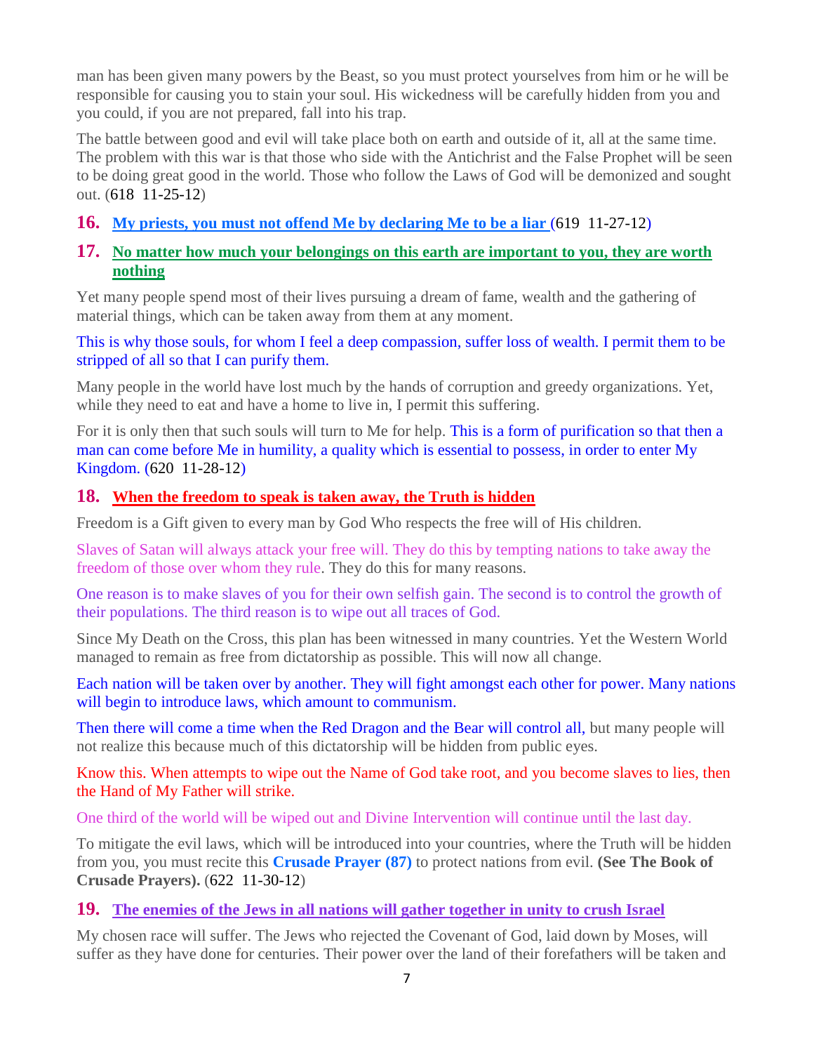man has been given many powers by the Beast, so you must protect yourselves from him or he will be responsible for causing you to stain your soul. His wickedness will be carefully hidden from you and you could, if you are not prepared, fall into his trap.

The battle between good and evil will take place both on earth and outside of it, all at the same time. The problem with this war is that those who side with the Antichrist and the False Prophet will be seen to be doing great good in the world. Those who follow the Laws of God will be demonized and sought out. (618 11-25-12)

## 16. My priests, you must not offend Me by declaring Me to be a liar (619 11-27-12)

## 17. No matter how much your belongings on this earth are important to you, they are worth nothing

Yet many people spend most of their lives pursuing a dream of fame, wealth and the gathering of material things, which can be taken away from them at any moment.

This is why those souls, for whom I feel a deep compassion, suffer loss of wealth. I permit them to be stripped of all so that I can purify them.

Many people in the world have lost much by the hands of corruption and greedy organizations. Yet, while they need to eat and have a home to live in, I permit this suffering.

For it is only then that such souls will turn to Me for help. This is a form of purification so that then a man can come before Me in humility, a quality which is essential to possess, in order to enter My Kingdom. (620 11-28-12)

## 18. When the freedom to speak is taken away, the Truth is hidden

Freedom is a Gift given to every man by God Who respects the free will of His children.

Slaves of Satan will always attack your free will. They do this by tempting nations to take away the freedom of those over whom they rule. They do this for many reasons.

One reason is to make slaves of you for their own selfish gain. The second is to control the growth of their populations. The third reason is to wipe out all traces of God.

Since My Death on the Cross, this plan has been witnessed in many countries. Yet the Western World managed to remain as free from dictatorship as possible. This will now all change.

Each nation will be taken over by another. They will fight amongst each other for power. Many nations will begin to introduce laws, which amount to communism.

Then there will come a time when the Red Dragon and the Bear will control all, but many people will not realize this because much of this dictatorship will be hidden from public eyes.

Know this. When attempts to wipe out the Name of God take root, and you become slaves to lies, then the Hand of My Father will strike.

One third of the world will be wiped out and Divine Intervention will continue until the last day.

To mitigate the evil laws, which will be introduced into your countries, where the Truth will be hidden from you, you must recite this **Crusade Prayer (87)** to protect nations from evil. **(See The Book of Crusade Prayers).** (622 11-30-12)

## 19. The enemies of the Jews in all nations will gather together in unity to crush Israel

My chosen race will suffer. The Jews who rejected the Covenant of God, laid down by Moses, will suffer as they have done for centuries. Their power over the land of their forefathers will be taken and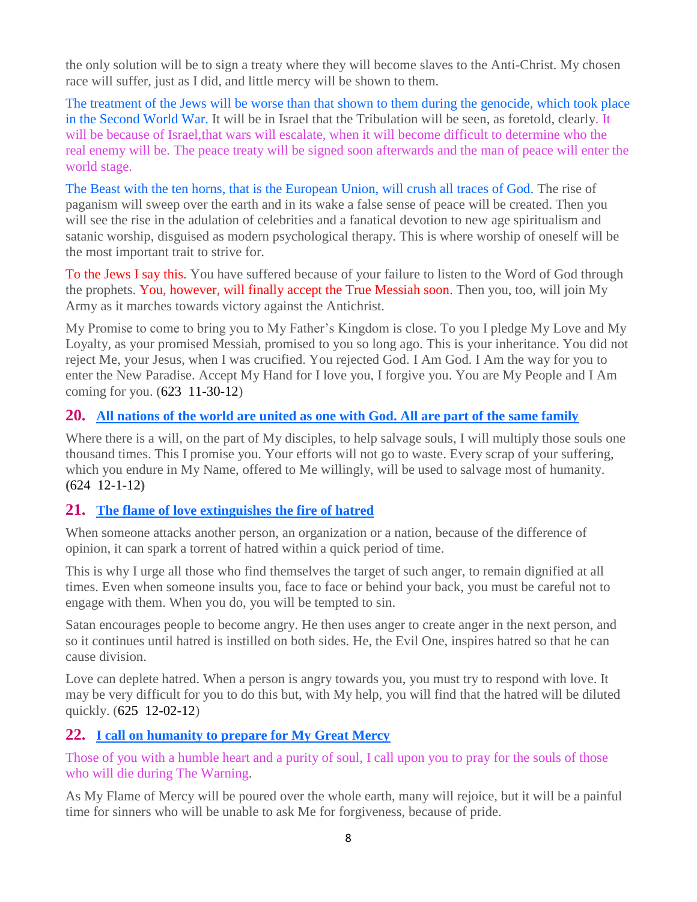the only solution will be to sign a treaty where they will become slaves to the Anti-Christ. My chosen race will suffer, just as I did, and little mercy will be shown to them.

The treatment of the Jews will be worse than that shown to them during the genocide, which took place in the Second World War. It will be in Israel that the Tribulation will be seen, as foretold, clearly. It will be because of Israel,that wars will escalate, when it will become difficult to determine who the real enemy will be. The peace treaty will be signed soon afterwards and the man of peace will enter the world stage.

The Beast with the ten horns, that is the European Union, will crush all traces of God. The rise of paganism will sweep over the earth and in its wake a false sense of peace will be created. Then you will see the rise in the adulation of celebrities and a fanatical devotion to new age spiritualism and satanic worship, disguised as modern psychological therapy. This is where worship of oneself will be the most important trait to strive for.

To the Jews I say this. You have suffered because of your failure to listen to the Word of God through the prophets. You, however, will finally accept the True Messiah soon. Then you, too, will join My Army as it marches towards victory against the Antichrist.

My Promise to come to bring you to My Father's Kingdom is close. To you I pledge My Love and My Loyalty, as your promised Messiah, promised to you so long ago. This is your inheritance. You did not reject Me, your Jesus, when I was crucified. You rejected God. I Am God. I Am the way for you to enter the New Paradise. Accept My Hand for I love you, I forgive you. You are My People and I Am coming for you. (623  11-30-12)

## 20. All nations of the world are united as one with God. All are part of the same family

Where there is a will, on the part of My disciples, to help salvage souls, I will multiply those souls one thousand times. This I promise you. Your efforts will not go to waste. Every scrap of your suffering, which you endure in My Name, offered to Me willingly, will be used to salvage most of humanity. **(**624  12-1-12**)**

## 21. The flame of love extinguishes the fire of hatred

When someone attacks another person, an organization or a nation, because of the difference of opinion, it can spark a torrent of hatred within a quick period of time.

This is why I urge all those who find themselves the target of such anger, to remain dignified at all times. Even when someone insults you, face to face or behind your back, you must be careful not to engage with them. When you do, you will be tempted to sin.

Satan encourages people to become angry. He then uses anger to create anger in the next person, and so it continues until hatred is instilled on both sides. He, the Evil One, inspires hatred so that he can cause division.

Love can deplete hatred. When a person is angry towards you, you must try to respond with love. It may be very difficult for you to do this but, with My help, you will find that the hatred will be diluted quickly. (625  12-02-12)

## 22. I call on humanity to prepare for My Great Mercy

Those of you with a humble heart and a purity of soul, I call upon you to pray for the souls of those who will die during The Warning.

As My Flame of Mercy will be poured over the whole earth, many will rejoice, but it will be a painful time for sinners who will be unable to ask Me for forgiveness, because of pride.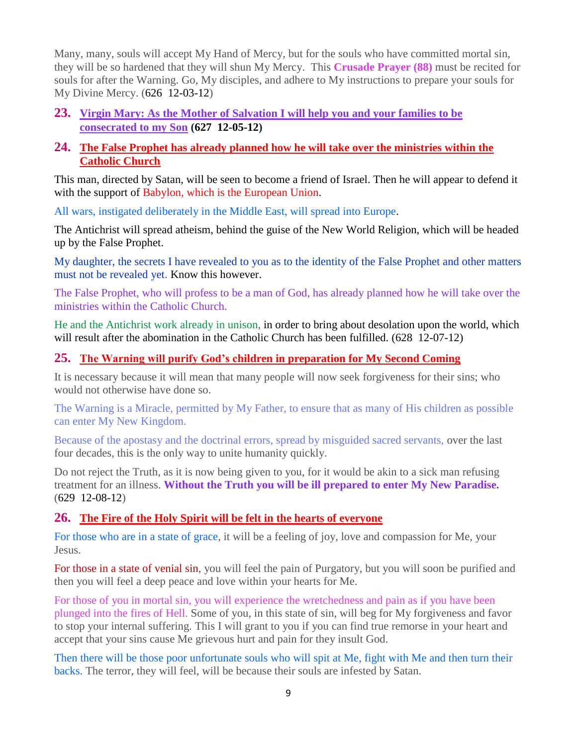Many, many, souls will accept My Hand of Mercy, but for the souls who have committed mortal sin, they will be so hardened that they will shun My Mercy. This **Crusade Prayer (88)** must be recited for souls for after the Warning. Go, My disciples, and adhere to My instructions to prepare your souls for My Divine Mercy. (626 12-03-12)

## 23. Virgin Mary: As the Mother of Salvation I will help you and your families to be consecrated to my Son (627 12-05-12)

## 24. The False Prophet has already planned how he will take over the ministries within the Catholic Church

This man, directed by Satan, will be seen to become a friend of Israel. Then he will appear to defend it with the support of Babylon, which is the European Union.

All wars, instigated deliberately in the Middle East, will spread into Europe.

The Antichrist will spread atheism, behind the guise of the New World Religion, which will be headed up by the False Prophet.

My daughter, the secrets I have revealed to you as to the identity of the False Prophet and other matters must not be revealed yet. Know this however.

The False Prophet, who will profess to be a man of God, has already planned how he will take over the ministries within the Catholic Church.

He and the Antichrist work already in unison, in order to bring about desolation upon the world, which will result after the abomination in the Catholic Church has been fulfilled. (628 12-07-12)

## 25. The Warning will purify God's children in preparation for My Second Coming

It is necessary because it will mean that many people will now seek forgiveness for their sins; who would not otherwise have done so.

The Warning is a Miracle, permitted by My Father, to ensure that as many of His children as possible can enter My New Kingdom.

Because of the apostasy and the doctrinal errors, spread by misguided sacred servants, over the last four decades, this is the only way to unite humanity quickly.

Do not reject the Truth, as it is now being given to you, for it would be akin to a sick man refusing treatment for an illness. **Without the Truth you will be ill prepared to enter My New Paradise.** (629 12-08-12)

## 26. The Fire of the Holy Spirit will be felt in the hearts of everyone

For those who are in a state of grace, it will be a feeling of joy, love and compassion for Me, your Jesus.

For those in a state of venial sin, you will feel the pain of Purgatory, but you will soon be purified and then you will feel a deep peace and love within your hearts for Me.

For those of you in mortal sin, you will experience the wretchedness and pain as if you have been plunged into the fires of Hell. Some of you, in this state of sin, will beg for My forgiveness and favor to stop your internal suffering. This I will grant to you if you can find true remorse in your heart and accept that your sins cause Me grievous hurt and pain for they insult God.

Then there will be those poor unfortunate souls who will spit at Me, fight with Me and then turn their backs. The terror, they will feel, will be because their souls are infested by Satan.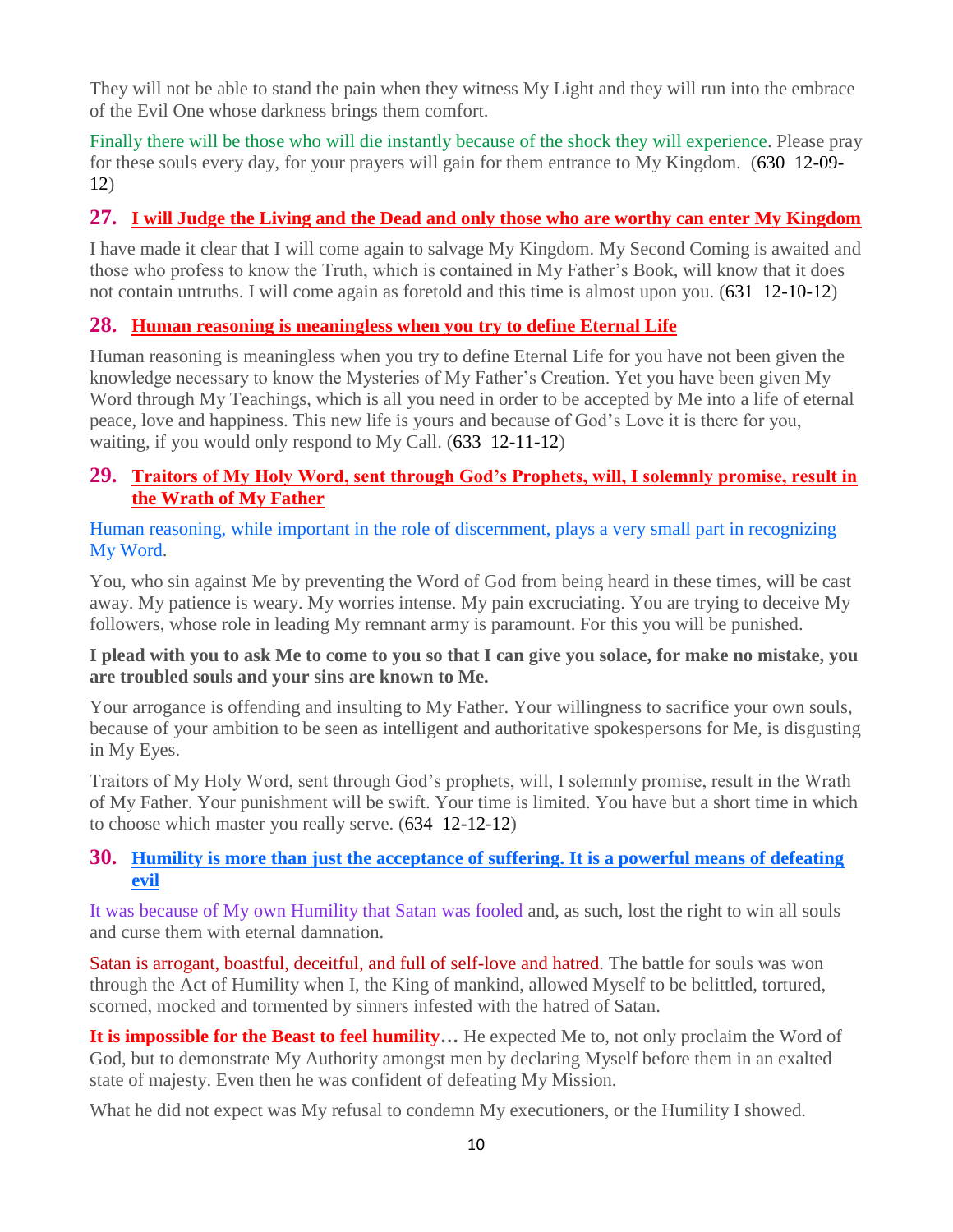They will not be able to stand the pain when they witness My Light and they will run into the embrace of the Evil One whose darkness brings them comfort.

Finally there will be those who will die instantly because of the shock they will experience. Please pray for these souls every day, for your prayers will gain for them entrance to My Kingdom. (630 12-09-12)

## 27. I will Judge the Living and the Dead and only those who are worthy can enter My Kingdom

I have made it clear that I will come again to salvage My Kingdom. My Second Coming is awaited and those who profess to know the Truth, which is contained in My Father's Book, will know that it does not contain untruths. I will come again as foretold and this time is almost upon you. (631 12-10-12)

## 28. Human reasoning is meaningless when you try to define Eternal Life

Human reasoning is meaningless when you try to define Eternal Life for you have not been given the knowledge necessary to know the Mysteries of My Father's Creation. Yet you have been given My Word through My Teachings, which is all you need in order to be accepted by Me into a life of eternal peace, love and happiness. This new life is yours and because of God's Love it is there for you, waiting, if you would only respond to My Call. (633 12-11-12)

## 29. Traitors of My Holy Word, sent through God's Prophets, will, I solemnly promise, result in the Wrath of My Father

Human reasoning, while important in the role of discernment, plays a very small part in recognizing My Word.

You, who sin against Me by preventing the Word of God from being heard in these times, will be cast away. My patience is weary. My worries intense. My pain excruciating. You are trying to deceive My followers, whose role in leading My remnant army is paramount. For this you will be punished.

**I plead with you to ask Me to come to you so that I can give you solace, for make no mistake, you are troubled souls and your sins are known to Me.**

Your arrogance is offending and insulting to My Father. Your willingness to sacrifice your own souls, because of your ambition to be seen as intelligent and authoritative spokespersons for Me, is disgusting in My Eyes.

Traitors of My Holy Word, sent through God's prophets, will, I solemnly promise, result in the Wrath of My Father. Your punishment will be swift. Your time is limited. You have but a short time in which to choose which master you really serve. (634 12-12-12)

## 30. Humility is more than just the acceptance of suffering. It is a powerful means of defeating evil

It was because of My own Humility that Satan was fooled and, as such, lost the right to win all souls and curse them with eternal damnation.

Satan is arrogant, boastful, deceitful, and full of self-love and hatred. The battle for souls was won through the Act of Humility when I, the King of mankind, allowed Myself to be belittled, tortured, scorned, mocked and tormented by sinners infested with the hatred of Satan.

**It is impossible for the Beast to feel humility…** He expected Me to, not only proclaim the Word of God, but to demonstrate My Authority amongst men by declaring Myself before them in an exalted state of majesty. Even then he was confident of defeating My Mission.

What he did not expect was My refusal to condemn My executioners, or the Humility I showed.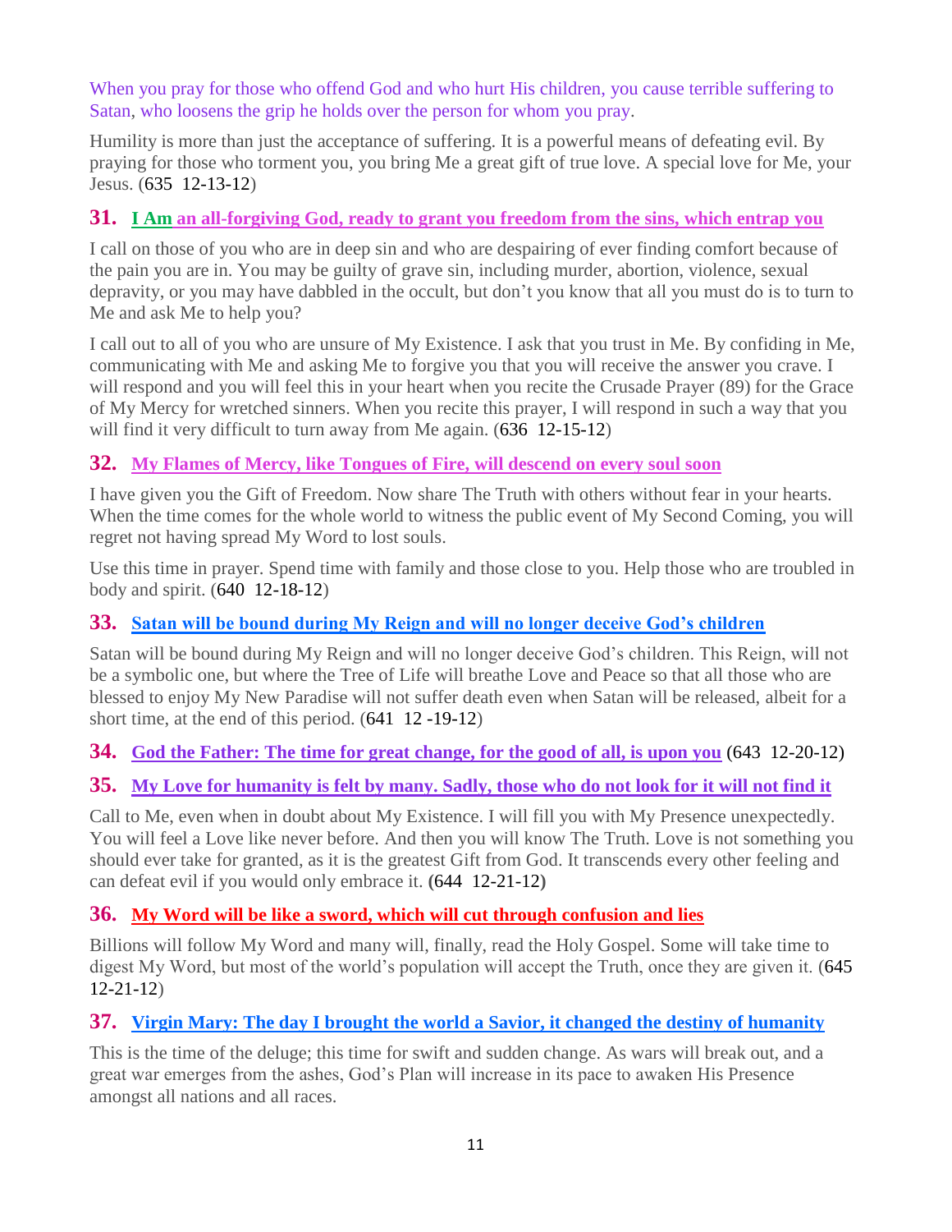When you pray for those who offend God and who hurt His children, you cause terrible suffering to Satan, who loosens the grip he holds over the person for whom you pray.

Humility is more than just the acceptance of suffering. It is a powerful means of defeating evil. By praying for those who torment you, you bring Me a great gift of true love. A special love for Me, your Jesus. (635 12-13-12)

## 31. I Am an all-forgiving God, ready to grant you freedom from the sins, which entrap you

I call on those of you who are in deep sin and who are despairing of ever finding comfort because of the pain you are in. You may be guilty of grave sin, including murder, abortion, violence, sexual depravity, or you may have dabbled in the occult, but don't you know that all you must do is to turn to Me and ask Me to help you?

I call out to all of you who are unsure of My Existence. I ask that you trust in Me. By confiding in Me, communicating with Me and asking Me to forgive you that you will receive the answer you crave. I will respond and you will feel this in your heart when you recite the Crusade Prayer (89) for the Grace of My Mercy for wretched sinners. When you recite this prayer, I will respond in such a way that you will find it very difficult to turn away from Me again. (636 12-15-12)

## 32. My Flames of Mercy, like Tongues of Fire, will descend on every soul soon

I have given you the Gift of Freedom. Now share The Truth with others without fear in your hearts. When the time comes for the whole world to witness the public event of My Second Coming, you will regret not having spread My Word to lost souls.

Use this time in prayer. Spend time with family and those close to you. Help those who are troubled in body and spirit. (640 12-18-12)

## 33. Satan will be bound during My Reign and will no longer deceive God's children

Satan will be bound during My Reign and will no longer deceive God's children. This Reign, will not be a symbolic one, but where the Tree of Life will breathe Love and Peace so that all those who are blessed to enjoy My New Paradise will not suffer death even when Satan will be released, albeit for a short time, at the end of this period. (641 12 -19-12)

## 34. God the Father: The time for great change, for the good of all, is upon you (643 12-20-12)

## 35. My Love for humanity is felt by many. Sadly, those who do not look for it will not find it

Call to Me, even when in doubt about My Existence. I will fill you with My Presence unexpectedly. You will feel a Love like never before. And then you will know The Truth. Love is not something you should ever take for granted, as it is the greatest Gift from God. It transcends every other feeling and can defeat evil if you would only embrace it. **(**644 12-21-12**)**

## 36. My Word will be like a sword, which will cut through confusion and lies

Billions will follow My Word and many will, finally, read the Holy Gospel. Some will take time to digest My Word, but most of the world's population will accept the Truth, once they are given it. (645 12-21-12)

## 37. Virgin Mary: The day I brought the world a Savior, it changed the destiny of humanity

This is the time of the deluge; this time for swift and sudden change. As wars will break out, and a great war emerges from the ashes, God's Plan will increase in its pace to awaken His Presence amongst all nations and all races.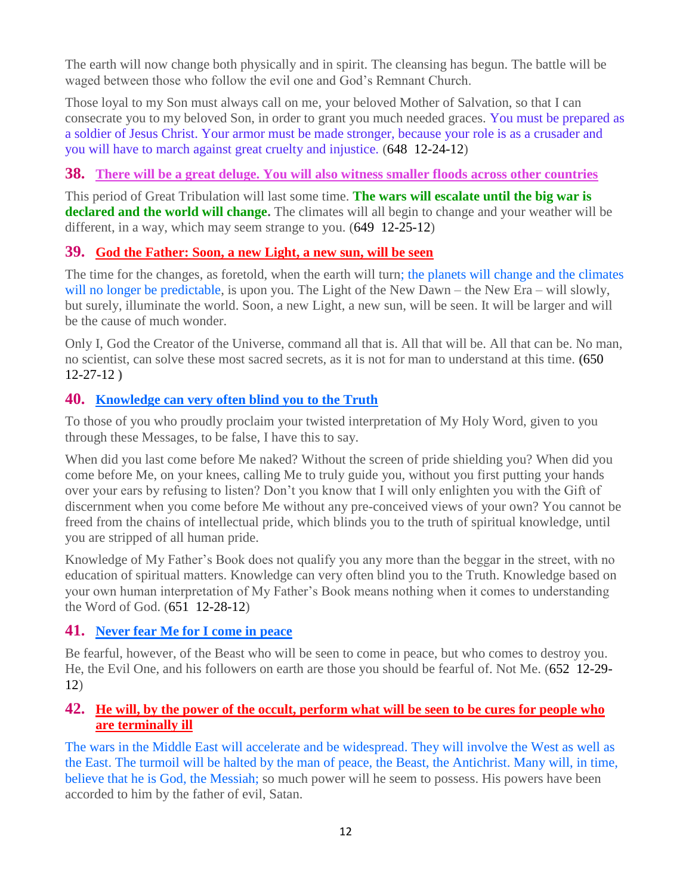The earth will now change both physically and in spirit. The cleansing has begun. The battle will be waged between those who follow the evil one and God's Remnant Church.

Those loyal to my Son must always call on me, your beloved Mother of Salvation, so that I can consecrate you to my beloved Son, in order to grant you much needed graces. You must be prepared as a soldier of Jesus Christ. Your armor must be made stronger, because your role is as a crusader and you will have to march against great cruelty and injustice. (648 12-24-12)

## 38. There will be a great deluge. You will also witness smaller floods across other countries

This period of Great Tribulation will last some time. **The wars will escalate until the big war is declared and the world will change.** The climates will all begin to change and your weather will be different, in a way, which may seem strange to you. (649 12-25-12)

## 39. God the Father: Soon, a new Light, a new sun, will be seen

The time for the changes, as foretold, when the earth will turn; the planets will change and the climates will no longer be predictable, is upon you. The Light of the New Dawn – the New Era – will slowly, but surely, illuminate the world. Soon, a new Light, a new sun, will be seen. It will be larger and will be the cause of much wonder.

Only I, God the Creator of the Universe, command all that is. All that will be. All that can be. No man, no scientist, can solve these most sacred secrets, as it is not for man to understand at this time. (650 12-27-12 )

## 40. Knowledge can very often blind you to the Truth

To those of you who proudly proclaim your twisted interpretation of My Holy Word, given to you through these Messages, to be false, I have this to say.

When did you last come before Me naked? Without the screen of pride shielding you? When did you come before Me, on your knees, calling Me to truly guide you, without you first putting your hands over your ears by refusing to listen? Don't you know that I will only enlighten you with the Gift of discernment when you come before Me without any pre-conceived views of your own? You cannot be freed from the chains of intellectual pride, which blinds you to the truth of spiritual knowledge, until you are stripped of all human pride.

Knowledge of My Father's Book does not qualify you any more than the beggar in the street, with no education of spiritual matters. Knowledge can very often blind you to the Truth. Knowledge based on your own human interpretation of My Father's Book means nothing when it comes to understanding the Word of God. (651 12-28-12)

## 41. Never fear Me for I come in peace

Be fearful, however, of the Beast who will be seen to come in peace, but who comes to destroy you. He, the Evil One, and his followers on earth are those you should be fearful of. Not Me. (652 12-29-12)

## 42. He will, by the power of the occult, perform what will be seen to be cures for people who are terminally ill

The wars in the Middle East will accelerate and be widespread. They will involve the West as well as the East. The turmoil will be halted by the man of peace, the Beast, the Antichrist. Many will, in time, believe that he is God, the Messiah; so much power will he seem to possess. His powers have been accorded to him by the father of evil, Satan.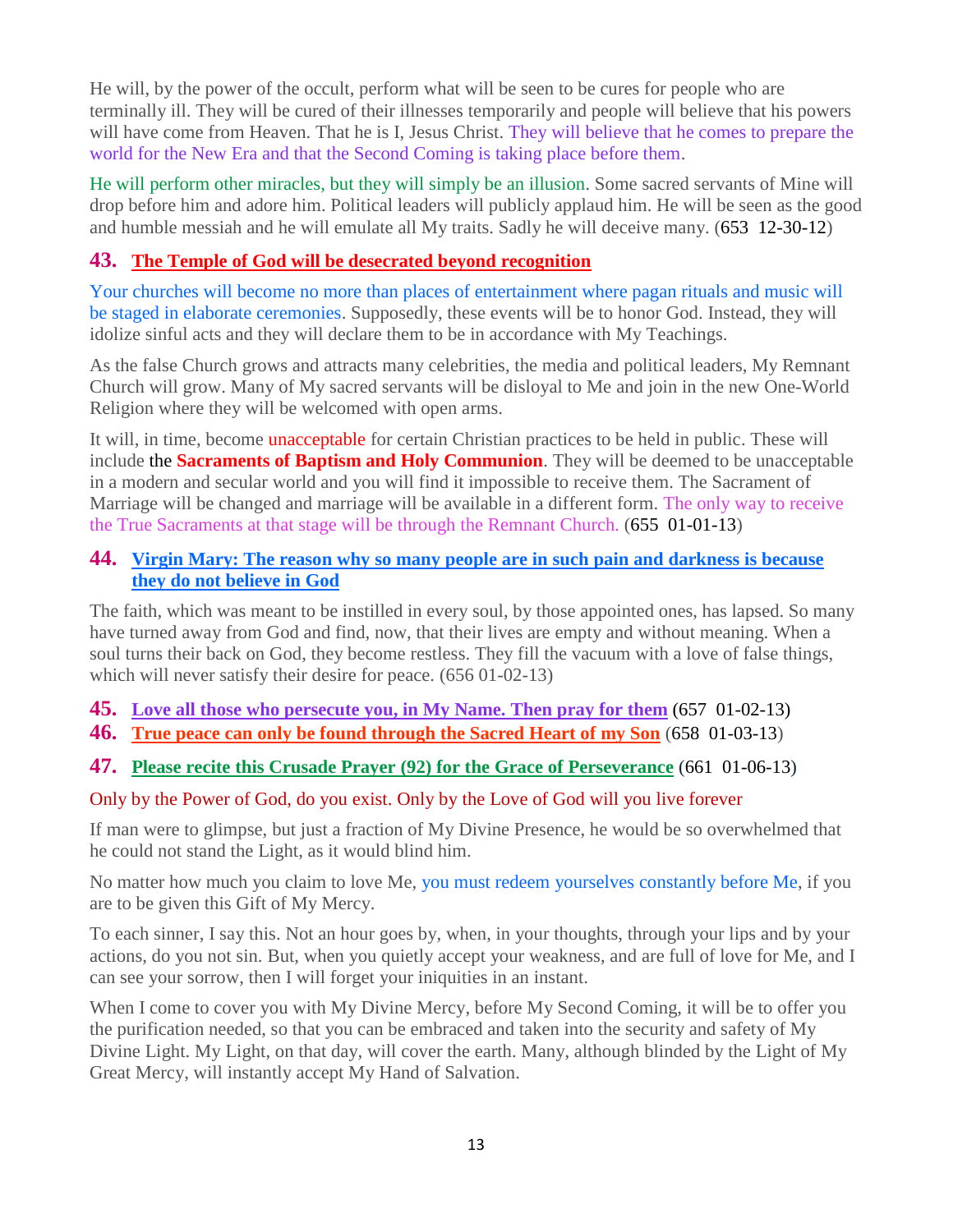He will, by the power of the occult, perform what will be seen to be cures for people who are terminally ill. They will be cured of their illnesses temporarily and people will believe that his powers will have come from Heaven. That he is I, Jesus Christ. They will believe that he comes to prepare the world for the New Era and that the Second Coming is taking place before them.

He will perform other miracles, but they will simply be an illusion. Some sacred servants of Mine will drop before him and adore him. Political leaders will publicly applaud him. He will be seen as the good and humble messiah and he will emulate all My traits. Sadly he will deceive many. (653 12-30-12)

### 43. The Temple of God will be desecrated beyond recognition

Your churches will become no more than places of entertainment where pagan rituals and music will be staged in elaborate ceremonies. Supposedly, these events will be to honor God. Instead, they will idolize sinful acts and they will declare them to be in accordance with My Teachings.

As the false Church grows and attracts many celebrities, the media and political leaders, My Remnant Church will grow. Many of My sacred servants will be disloyal to Me and join in the new One-World Religion where they will be welcomed with open arms.

It will, in time, become unacceptable for certain Christian practices to be held in public. These will include the **Sacraments of Baptism and Holy Communion**. They will be deemed to be unacceptable in a modern and secular world and you will find it impossible to receive them. The Sacrament of Marriage will be changed and marriage will be available in a different form. The only way to receive the True Sacraments at that stage will be through the Remnant Church. (655 01-01-13)

### 44. Virgin Mary: The reason why so many people are in such pain and darkness is because they do not believe in God

The faith, which was meant to be instilled in every soul, by those appointed ones, has lapsed. So many have turned away from God and find, now, that their lives are empty and without meaning. When a soul turns their back on God, they become restless. They fill the vacuum with a love of false things, which will never satisfy their desire for peace. (656 01-02-13)

### 45. Love all those who persecute you, in My Name. Then pray for them (657 01-02-13)

### 46. True peace can only be found through the Sacred Heart of my Son (658 01-03-13)

### 47. Please recite this Crusade Prayer (92) for the Grace of Perseverance (661 01-06-13)

Only by the Power of God, do you exist. Only by the Love of God will you live forever

If man were to glimpse, but just a fraction of My Divine Presence, he would be so overwhelmed that he could not stand the Light, as it would blind him.

No matter how much you claim to love Me, you must redeem yourselves constantly before Me, if you are to be given this Gift of My Mercy.

To each sinner, I say this. Not an hour goes by, when, in your thoughts, through your lips and by your actions, do you not sin. But, when you quietly accept your weakness, and are full of love for Me, and I can see your sorrow, then I will forget your iniquities in an instant.

When I come to cover you with My Divine Mercy, before My Second Coming, it will be to offer you the purification needed, so that you can be embraced and taken into the security and safety of My Divine Light. My Light, on that day, will cover the earth. Many, although blinded by the Light of My Great Mercy, will instantly accept My Hand of Salvation.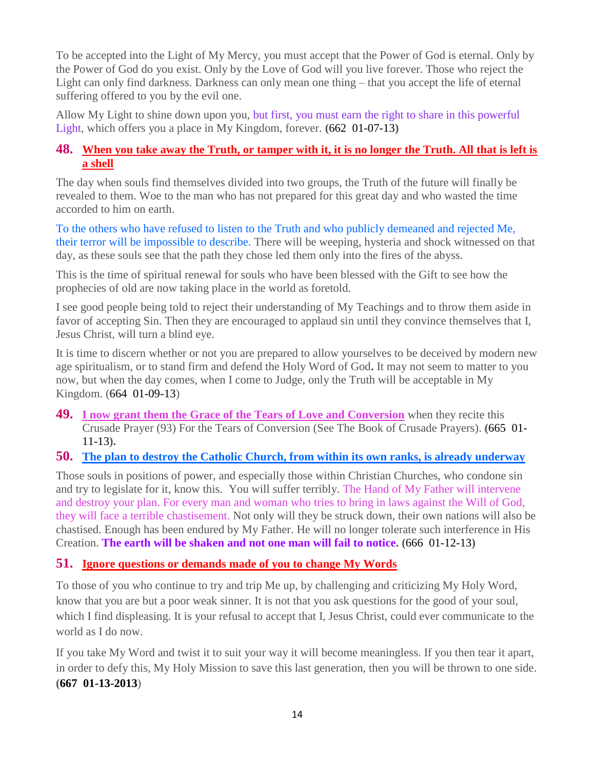To be accepted into the Light of My Mercy, you must accept that the Power of God is eternal. Only by the Power of God do you exist. Only by the Love of God will you live forever. Those who reject the Light can only find darkness. Darkness can only mean one thing – that you accept the life of eternal suffering offered to you by the evil one.

Allow My Light to shine down upon you, but first, you must earn the right to share in this powerful Light, which offers you a place in My Kingdom, forever. **(**662 01-07-13**)**

## 48. When you take away the Truth, or tamper with it, it is no longer the Truth. All that is left is a shell

The day when souls find themselves divided into two groups, the Truth of the future will finally be revealed to them. Woe to the man who has not prepared for this great day and who wasted the time accorded to him on earth.

To the others who have refused to listen to the Truth and who publicly demeaned and rejected Me, their terror will be impossible to describe. There will be weeping, hysteria and shock witnessed on that day, as these souls see that the path they chose led them only into the fires of the abyss.

This is the time of spiritual renewal for souls who have been blessed with the Gift to see how the prophecies of old are now taking place in the world as foretold.

I see good people being told to reject their understanding of My Teachings and to throw them aside in favor of accepting Sin. Then they are encouraged to applaud sin until they convince themselves that I, Jesus Christ, will turn a blind eye.

It is time to discern whether or not you are prepared to allow yourselves to be deceived by modern new age spiritualism, or to stand firm and defend the Holy Word of God**.** It may not seem to matter to you now, but when the day comes, when I come to Judge, only the Truth will be acceptable in My Kingdom. (664 01-09-13)

## 49. I now grant them the Grace of the Tears of Love and Conversion when they recite this Crusade Prayer (93) For the Tears of Conversion (See The Book of Crusade Prayers). **(**665 01-11-13**).**

## 50. The plan to destroy the Catholic Church, from within its own ranks, is already underway

Those souls in positions of power, and especially those within Christian Churches, who condone sin and try to legislate for it, know this. You will suffer terribly. The Hand of My Father will intervene and destroy your plan. For every man and woman who tries to bring in laws against the Will of God, they will face a terrible chastisement. Not only will they be struck down, their own nations will also be chastised. Enough has been endured by My Father. He will no longer tolerate such interference in His Creation. **The earth will be shaken and not one man will fail to notice. (**666 01-12-13**)**

## 51. Ignore questions or demands made of you to change My Words

To those of you who continue to try and trip Me up, by challenging and criticizing My Holy Word, know that you are but a poor weak sinner. It is not that you ask questions for the good of your soul, which I find displeasing. It is your refusal to accept that I, Jesus Christ, could ever communicate to the world as I do now.

If you take My Word and twist it to suit your way it will become meaningless. If you then tear it apart, in order to defy this, My Holy Mission to save this last generation, then you will be thrown to one side. (**667 01-13-2013**)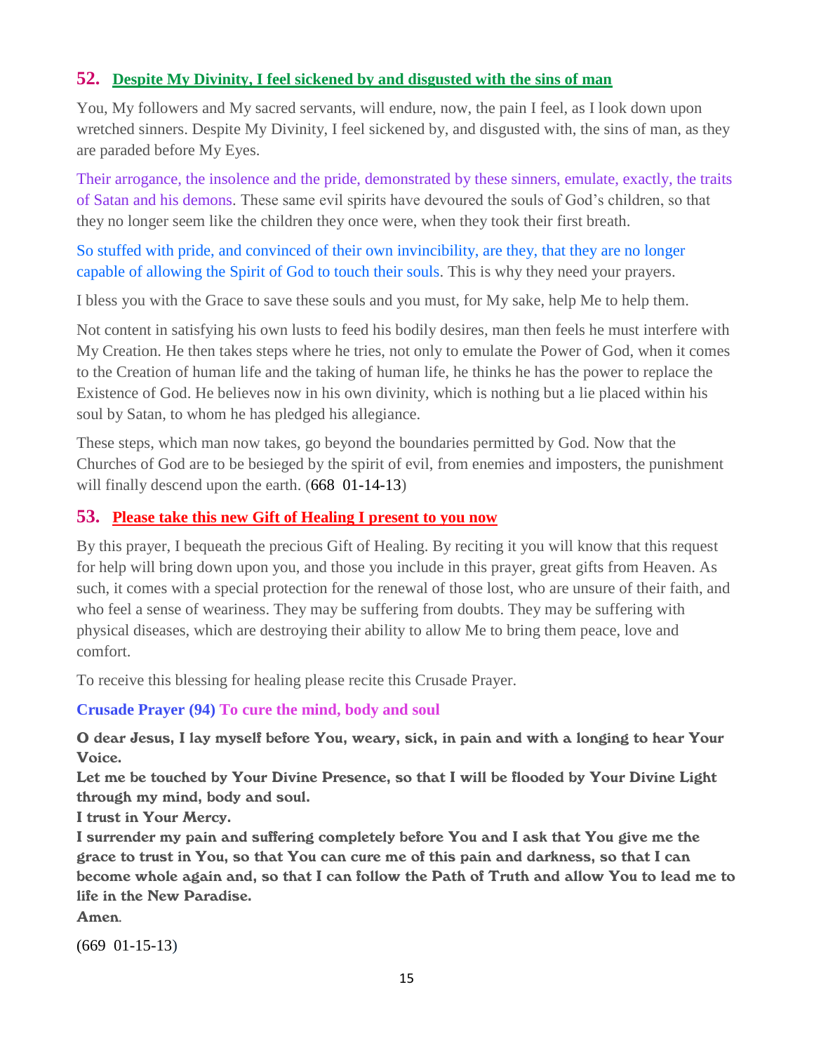## 52. Despite My Divinity, I feel sickened by and disgusted with the sins of man

You, My followers and My sacred servants, will endure, now, the pain I feel, as I look down upon wretched sinners. Despite My Divinity, I feel sickened by, and disgusted with, the sins of man, as they are paraded before My Eyes.

Their arrogance, the insolence and the pride, demonstrated by these sinners, emulate, exactly, the traits of Satan and his demons. These same evil spirits have devoured the souls of God's children, so that they no longer seem like the children they once were, when they took their first breath.

So stuffed with pride, and convinced of their own invincibility, are they, that they are no longer capable of allowing the Spirit of God to touch their souls. This is why they need your prayers.

I bless you with the Grace to save these souls and you must, for My sake, help Me to help them.

Not content in satisfying his own lusts to feed his bodily desires, man then feels he must interfere with My Creation. He then takes steps where he tries, not only to emulate the Power of God, when it comes to the Creation of human life and the taking of human life, he thinks he has the power to replace the Existence of God. He believes now in his own divinity, which is nothing but a lie placed within his soul by Satan, to whom he has pledged his allegiance.

These steps, which man now takes, go beyond the boundaries permitted by God. Now that the Churches of God are to be besieged by the spirit of evil, from enemies and imposters, the punishment will finally descend upon the earth. (668 01-14-13)

## 53. Please take this new Gift of Healing I present to you now

By this prayer, I bequeath the precious Gift of Healing. By reciting it you will know that this request for help will bring down upon you, and those you include in this prayer, great gifts from Heaven. As such, it comes with a special protection for the renewal of those lost, who are unsure of their faith, and who feel a sense of weariness. They may be suffering from doubts. They may be suffering with physical diseases, which are destroying their ability to allow Me to bring them peace, love and comfort.

To receive this blessing for healing please recite this Crusade Prayer.

**Crusade Prayer (94) To cure the mind, body and soul**

**O dear Jesus, I lay myself before You, weary, sick, in pain and with a longing to hear Your Voice.**
**Let me be touched by Your Divine Presence, so that I will be flooded by Your Divine Light through my mind, body and soul.**
**I trust in Your Mercy.**
**I surrender my pain and suffering completely before You and I ask that You give me the grace to trust in You, so that You can cure me of this pain and darkness, so that I can become whole again and, so that I can follow the Path of Truth and allow You to lead me to life in the New Paradise.**
**Amen.**

(669 01-15-13)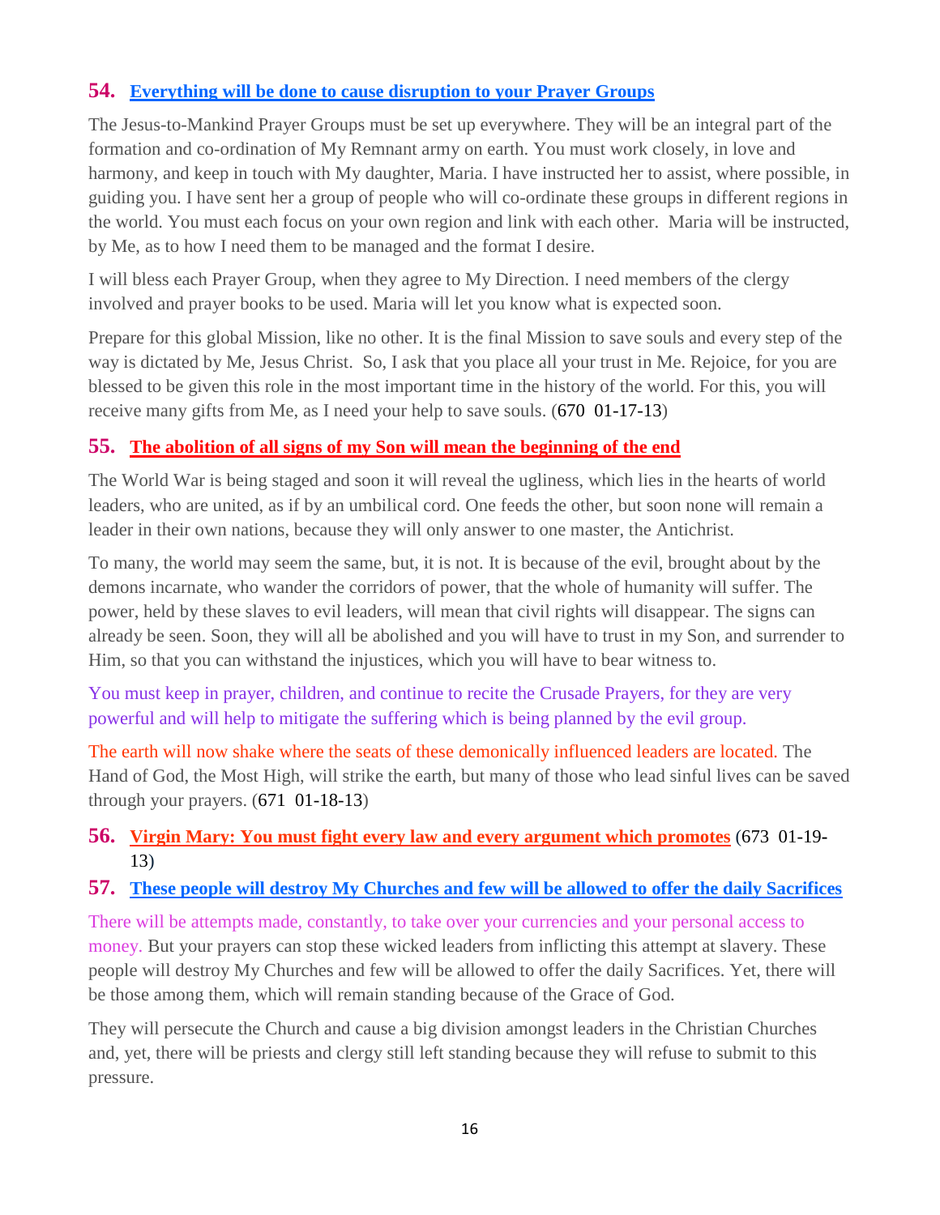## 54. Everything will be done to cause disruption to your Prayer Groups

The Jesus-to-Mankind Prayer Groups must be set up everywhere. They will be an integral part of the formation and co-ordination of My Remnant army on earth. You must work closely, in love and harmony, and keep in touch with My daughter, Maria. I have instructed her to assist, where possible, in guiding you. I have sent her a group of people who will co-ordinate these groups in different regions in the world. You must each focus on your own region and link with each other. Maria will be instructed, by Me, as to how I need them to be managed and the format I desire.

I will bless each Prayer Group, when they agree to My Direction. I need members of the clergy involved and prayer books to be used. Maria will let you know what is expected soon.

Prepare for this global Mission, like no other. It is the final Mission to save souls and every step of the way is dictated by Me, Jesus Christ. So, I ask that you place all your trust in Me. Rejoice, for you are blessed to be given this role in the most important time in the history of the world. For this, you will receive many gifts from Me, as I need your help to save souls. (670 01-17-13)

## 55. The abolition of all signs of my Son will mean the beginning of the end

The World War is being staged and soon it will reveal the ugliness, which lies in the hearts of world leaders, who are united, as if by an umbilical cord. One feeds the other, but soon none will remain a leader in their own nations, because they will only answer to one master, the Antichrist.

To many, the world may seem the same, but, it is not. It is because of the evil, brought about by the demons incarnate, who wander the corridors of power, that the whole of humanity will suffer. The power, held by these slaves to evil leaders, will mean that civil rights will disappear. The signs can already be seen. Soon, they will all be abolished and you will have to trust in my Son, and surrender to Him, so that you can withstand the injustices, which you will have to bear witness to.

You must keep in prayer, children, and continue to recite the Crusade Prayers, for they are very powerful and will help to mitigate the suffering which is being planned by the evil group.

The earth will now shake where the seats of these demonically influenced leaders are located. The Hand of God, the Most High, will strike the earth, but many of those who lead sinful lives can be saved through your prayers. (671 01-18-13)

## 56. Virgin Mary: You must fight every law and every argument which promotes (673 01-19-13)

## 57. These people will destroy My Churches and few will be allowed to offer the daily Sacrifices

There will be attempts made, constantly, to take over your currencies and your personal access to money. But your prayers can stop these wicked leaders from inflicting this attempt at slavery. These people will destroy My Churches and few will be allowed to offer the daily Sacrifices. Yet, there will be those among them, which will remain standing because of the Grace of God.

They will persecute the Church and cause a big division amongst leaders in the Christian Churches and, yet, there will be priests and clergy still left standing because they will refuse to submit to this pressure.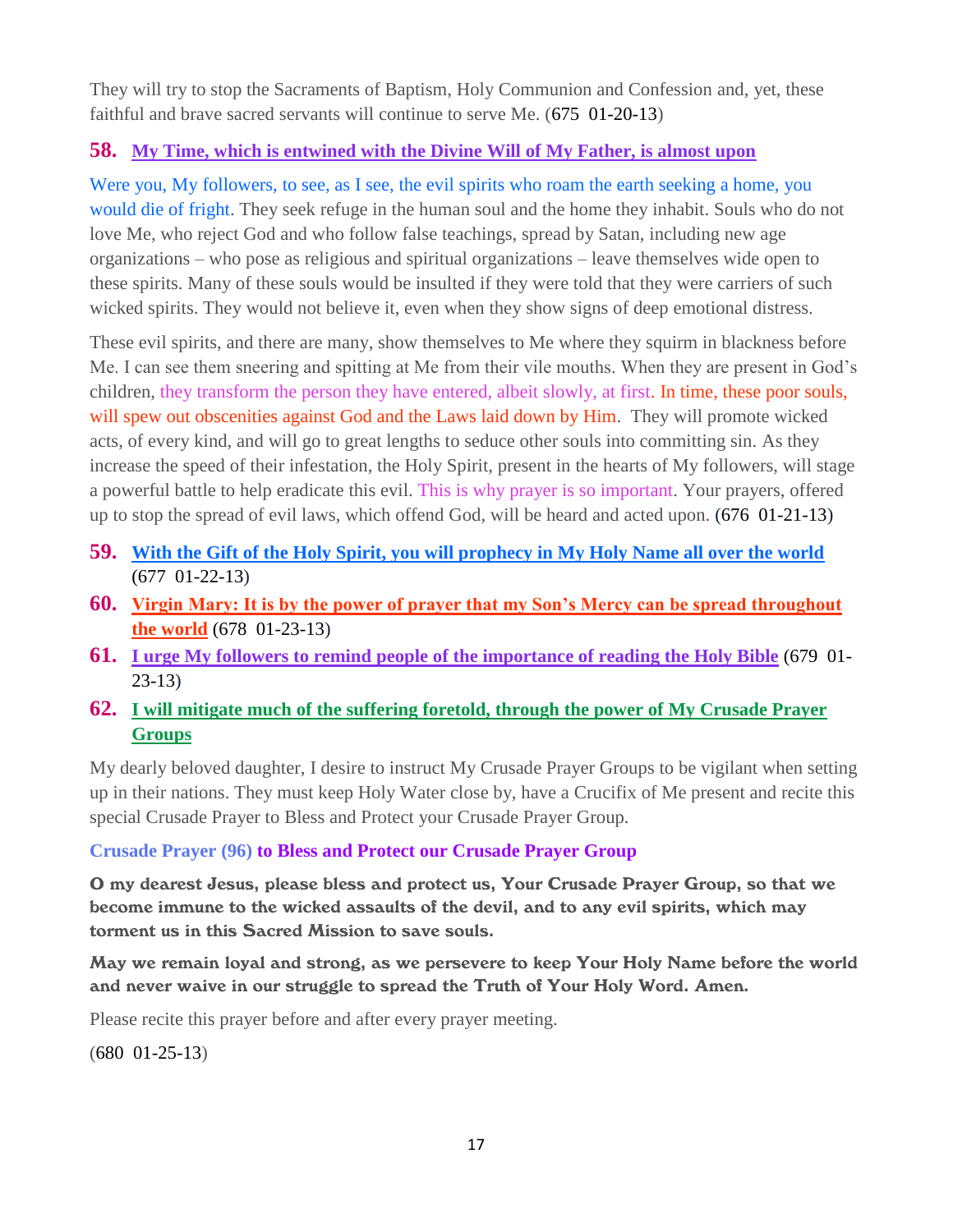They will try to stop the Sacraments of Baptism, Holy Communion and Confession and, yet, these faithful and brave sacred servants will continue to serve Me. (675 01-20-13)

## 58. My Time, which is entwined with the Divine Will of My Father, is almost upon

Were you, My followers, to see, as I see, the evil spirits who roam the earth seeking a home, you would die of fright. They seek refuge in the human soul and the home they inhabit. Souls who do not love Me, who reject God and who follow false teachings, spread by Satan, including new age organizations – who pose as religious and spiritual organizations – leave themselves wide open to these spirits. Many of these souls would be insulted if they were told that they were carriers of such wicked spirits. They would not believe it, even when they show signs of deep emotional distress.

These evil spirits, and there are many, show themselves to Me where they squirm in blackness before Me. I can see them sneering and spitting at Me from their vile mouths. When they are present in God's children, they transform the person they have entered, albeit slowly, at first. In time, these poor souls, will spew out obscenities against God and the Laws laid down by Him. They will promote wicked acts, of every kind, and will go to great lengths to seduce other souls into committing sin. As they increase the speed of their infestation, the Holy Spirit, present in the hearts of My followers, will stage a powerful battle to help eradicate this evil. This is why prayer is so important. Your prayers, offered up to stop the spread of evil laws, which offend God, will be heard and acted upon. (676 01-21-13)

## 59. With the Gift of the Holy Spirit, you will prophecy in My Holy Name all over the world (677 01-22-13)

## 60. Virgin Mary: It is by the power of prayer that my Son's Mercy can be spread throughout the world (678 01-23-13)

## 61. I urge My followers to remind people of the importance of reading the Holy Bible (679 01-23-13)

## 62. I will mitigate much of the suffering foretold, through the power of My Crusade Prayer Groups

My dearly beloved daughter, I desire to instruct My Crusade Prayer Groups to be vigilant when setting up in their nations. They must keep Holy Water close by, have a Crucifix of Me present and recite this special Crusade Prayer to Bless and Protect your Crusade Prayer Group.

**Crusade Prayer (96) to Bless and Protect our Crusade Prayer Group**

**O my dearest Jesus, please bless and protect us, Your Crusade Prayer Group, so that we become immune to the wicked assaults of the devil, and to any evil spirits, which may torment us in this Sacred Mission to save souls.**

**May we remain loyal and strong, as we persevere to keep Your Holy Name before the world and never waive in our struggle to spread the Truth of Your Holy Word. Amen.**

Please recite this prayer before and after every prayer meeting.

(680 01-25-13)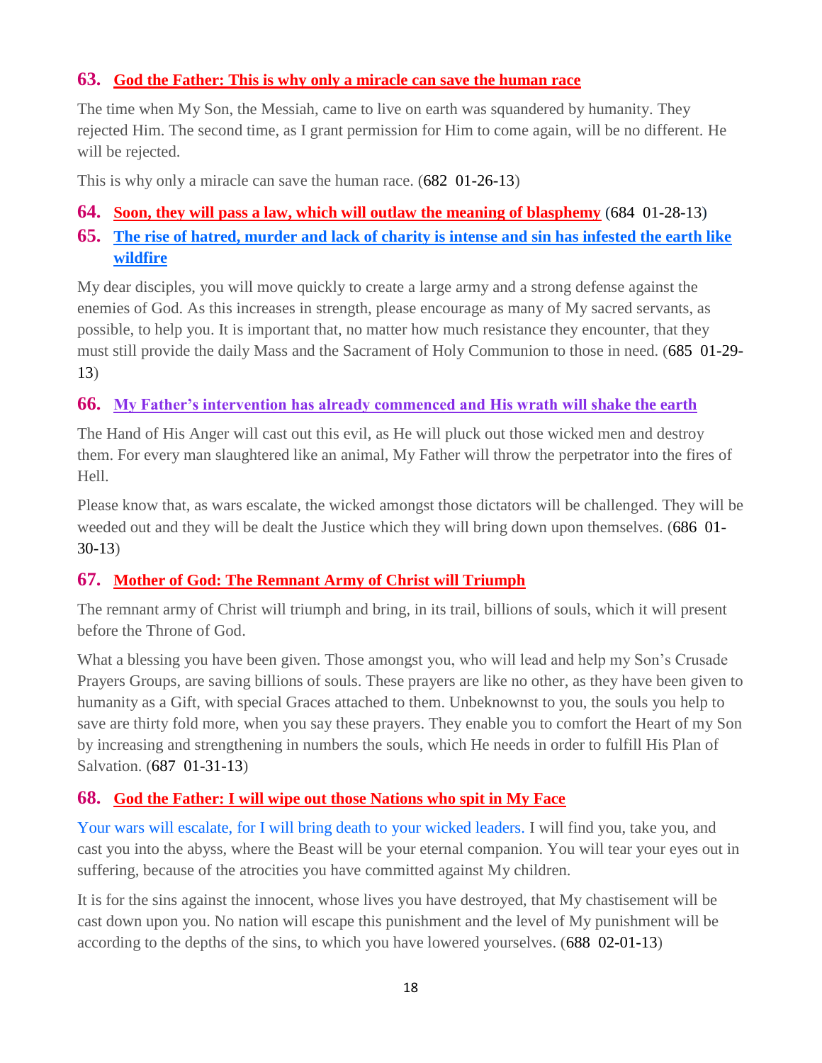### 63. God the Father: This is why only a miracle can save the human race

The time when My Son, the Messiah, came to live on earth was squandered by humanity. They rejected Him. The second time, as I grant permission for Him to come again, will be no different. He will be rejected.

This is why only a miracle can save the human race. (682 01-26-13)

### 64. Soon, they will pass a law, which will outlaw the meaning of blasphemy (684 01-28-13)

### 65. The rise of hatred, murder and lack of charity is intense and sin has infested the earth like wildfire

My dear disciples, you will move quickly to create a large army and a strong defense against the enemies of God. As this increases in strength, please encourage as many of My sacred servants, as possible, to help you. It is important that, no matter how much resistance they encounter, that they must still provide the daily Mass and the Sacrament of Holy Communion to those in need. (685 01-29-13)

### 66. My Father's intervention has already commenced and His wrath will shake the earth

The Hand of His Anger will cast out this evil, as He will pluck out those wicked men and destroy them. For every man slaughtered like an animal, My Father will throw the perpetrator into the fires of Hell.

Please know that, as wars escalate, the wicked amongst those dictators will be challenged. They will be weeded out and they will be dealt the Justice which they will bring down upon themselves. (686 01-30-13)

### 67. Mother of God: The Remnant Army of Christ will Triumph

The remnant army of Christ will triumph and bring, in its trail, billions of souls, which it will present before the Throne of God.

What a blessing you have been given. Those amongst you, who will lead and help my Son's Crusade Prayers Groups, are saving billions of souls. These prayers are like no other, as they have been given to humanity as a Gift, with special Graces attached to them. Unbeknownst to you, the souls you help to save are thirty fold more, when you say these prayers. They enable you to comfort the Heart of my Son by increasing and strengthening in numbers the souls, which He needs in order to fulfill His Plan of Salvation. (687 01-31-13)

### 68. God the Father: I will wipe out those Nations who spit in My Face

Your wars will escalate, for I will bring death to your wicked leaders. I will find you, take you, and cast you into the abyss, where the Beast will be your eternal companion. You will tear your eyes out in suffering, because of the atrocities you have committed against My children.

It is for the sins against the innocent, whose lives you have destroyed, that My chastisement will be cast down upon you. No nation will escape this punishment and the level of My punishment will be according to the depths of the sins, to which you have lowered yourselves. (688 02-01-13)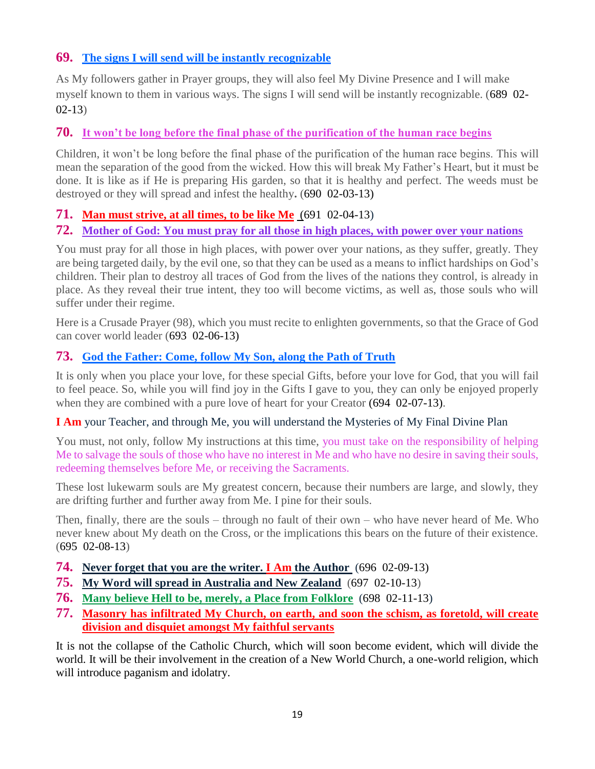## 69. The signs I will send will be instantly recognizable

As My followers gather in Prayer groups, they will also feel My Divine Presence and I will make myself known to them in various ways. The signs I will send will be instantly recognizable. (689 02-02-13)

## 70. It won't be long before the final phase of the purification of the human race begins

Children, it won't be long before the final phase of the purification of the human race begins. This will mean the separation of the good from the wicked. How this will break My Father's Heart, but it must be done. It is like as if He is preparing His garden, so that it is healthy and perfect. The weeds must be destroyed or they will spread and infest the healthy**.** (690 02-03-13)

## 71. Man must strive, at all times, to be like Me (691 02-04-13)

## 72. Mother of God: You must pray for all those in high places, with power over your nations

You must pray for all those in high places, with power over your nations, as they suffer, greatly. They are being targeted daily, by the evil one, so that they can be used as a means to inflict hardships on God's children. Their plan to destroy all traces of God from the lives of the nations they control, is already in place. As they reveal their true intent, they too will become victims, as well as, those souls who will suffer under their regime.

Here is a Crusade Prayer (98), which you must recite to enlighten governments, so that the Grace of God can cover world leader (693 02-06-13)

## 73. God the Father: Come, follow My Son, along the Path of Truth

It is only when you place your love, for these special Gifts, before your love for God, that you will fail to feel peace. So, while you will find joy in the Gifts I gave to you, they can only be enjoyed properly when they are combined with a pure love of heart for your Creator (694 02-07-13).

**I Am** your Teacher, and through Me, you will understand the Mysteries of My Final Divine Plan

You must, not only, follow My instructions at this time, you must take on the responsibility of helping Me to salvage the souls of those who have no interest in Me and who have no desire in saving their souls, redeeming themselves before Me, or receiving the Sacraments.

These lost lukewarm souls are My greatest concern, because their numbers are large, and slowly, they are drifting further and further away from Me. I pine for their souls.

Then, finally, there are the souls – through no fault of their own – who have never heard of Me. Who never knew about My death on the Cross, or the implications this bears on the future of their existence. (695 02-08-13)

## 74. Never forget that you are the writer. I Am the Author (696 02-09-13)

## 75. My Word will spread in Australia and New Zealand (697 02-10-13)

## 76. Many believe Hell to be, merely, a Place from Folklore (698 02-11-13)

## 77. Masonry has infiltrated My Church, on earth, and soon the schism, as foretold, will create division and disquiet amongst My faithful servants

It is not the collapse of the Catholic Church, which will soon become evident, which will divide the world. It will be their involvement in the creation of a New World Church, a one-world religion, which will introduce paganism and idolatry.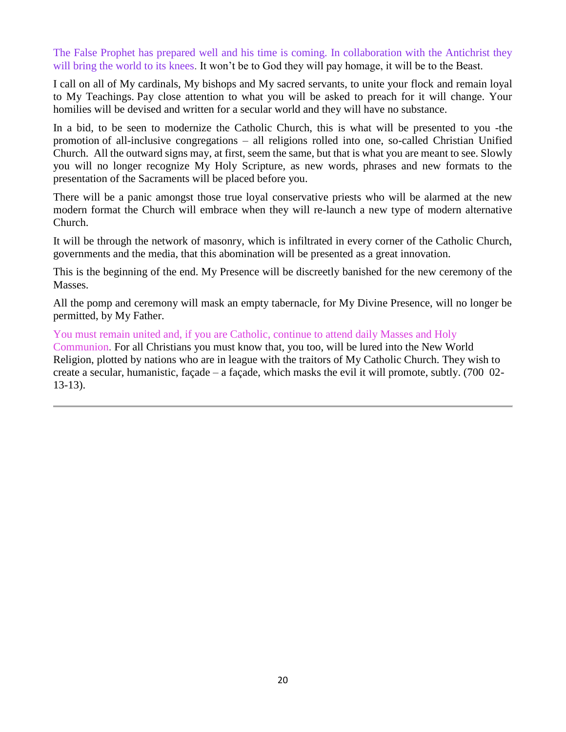The False Prophet has prepared well and his time is coming. In collaboration with the Antichrist they will bring the world to its knees. It won't be to God they will pay homage, it will be to the Beast.

I call on all of My cardinals, My bishops and My sacred servants, to unite your flock and remain loyal to My Teachings. Pay close attention to what you will be asked to preach for it will change. Your homilies will be devised and written for a secular world and they will have no substance.

In a bid, to be seen to modernize the Catholic Church, this is what will be presented to you -the promotion of all-inclusive congregations – all religions rolled into one, so-called Christian Unified Church. All the outward signs may, at first, seem the same, but that is what you are meant to see. Slowly you will no longer recognize My Holy Scripture, as new words, phrases and new formats to the presentation of the Sacraments will be placed before you.

There will be a panic amongst those true loyal conservative priests who will be alarmed at the new modern format the Church will embrace when they will re-launch a new type of modern alternative Church.

It will be through the network of masonry, which is infiltrated in every corner of the Catholic Church, governments and the media, that this abomination will be presented as a great innovation.

This is the beginning of the end. My Presence will be discreetly banished for the new ceremony of the Masses.

All the pomp and ceremony will mask an empty tabernacle, for My Divine Presence, will no longer be permitted, by My Father.

You must remain united and, if you are Catholic, continue to attend daily Masses and Holy Communion. For all Christians you must know that, you too, will be lured into the New World Religion, plotted by nations who are in league with the traitors of My Catholic Church. They wish to create a secular, humanistic, façade – a façade, which masks the evil it will promote, subtly. (700 02-13-13).